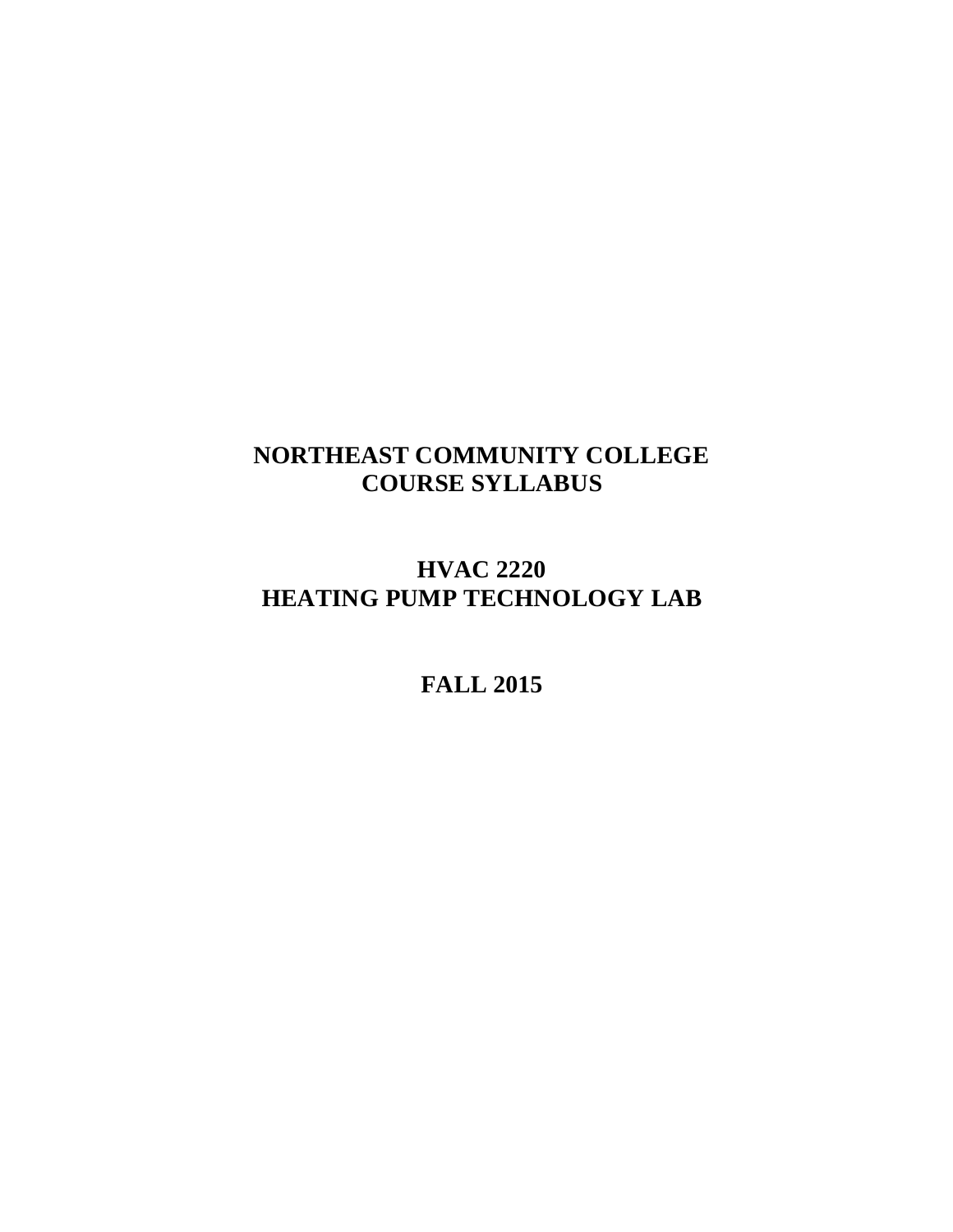# NORTHEAST COMMUNITY COLLEGE
# COURSE SYLLABUS

## HVAC 2220
## HEATING PUMP TECHNOLOGY LAB

## FALL 2015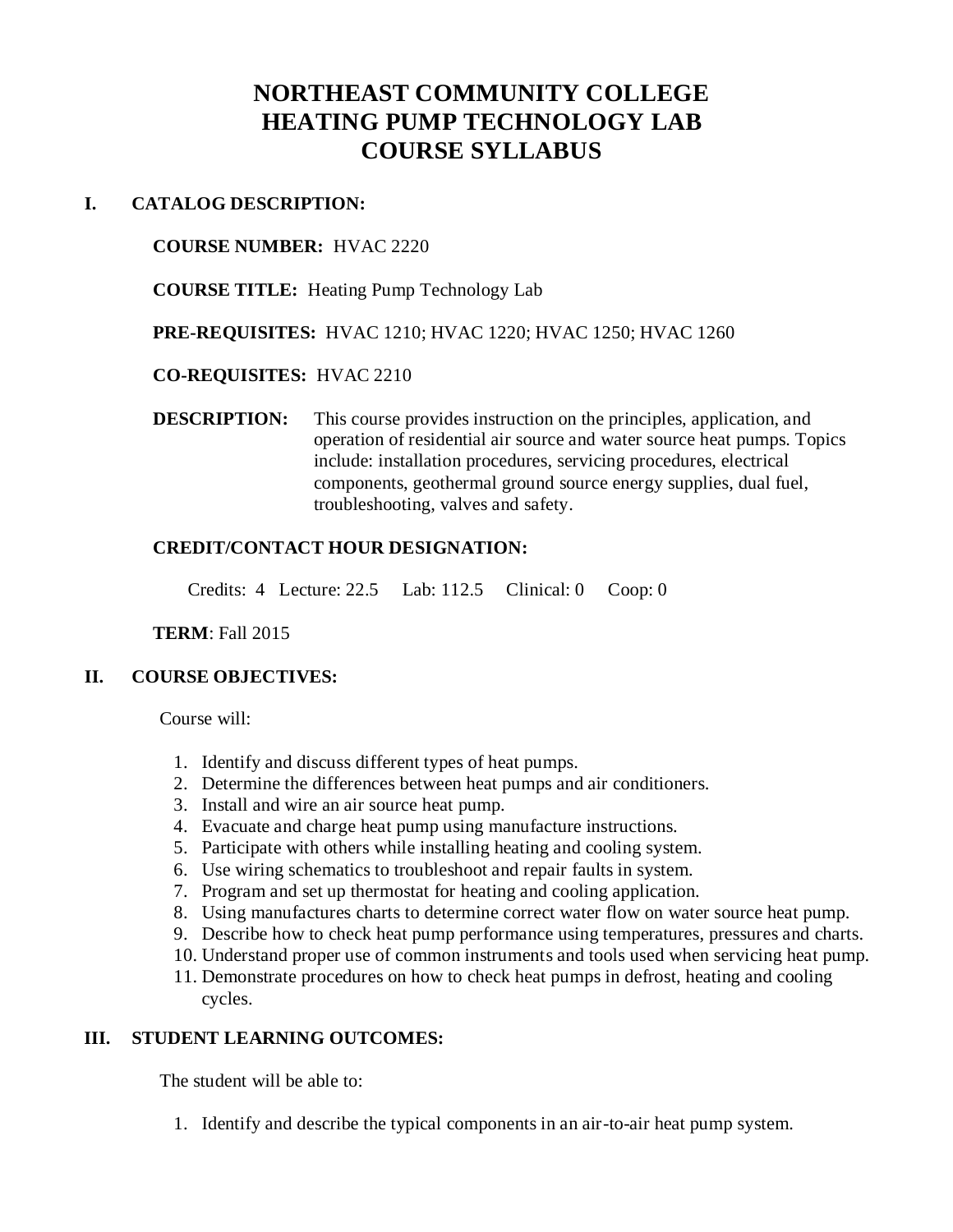# NORTHEAST COMMUNITY COLLEGE
# HEATING PUMP TECHNOLOGY LAB
# COURSE SYLLABUS

## I. CATALOG DESCRIPTION:

**COURSE NUMBER:** HVAC 2220

**COURSE TITLE:** Heating Pump Technology Lab

**PRE-REQUISITES:** HVAC 1210; HVAC 1220; HVAC 1250; HVAC 1260

**CO-REQUISITES:** HVAC 2210

**DESCRIPTION:** This course provides instruction on the principles, application, and operation of residential air source and water source heat pumps. Topics include: installation procedures, servicing procedures, electrical components, geothermal ground source energy supplies, dual fuel, troubleshooting, valves and safety.

**CREDIT/CONTACT HOUR DESIGNATION:**

Credits: 4 Lecture: 22.5 Lab: 112.5 Clinical: 0 Coop: 0

**TERM**: Fall 2015

## II. COURSE OBJECTIVES:

Course will:

1. Identify and discuss different types of heat pumps.
2. Determine the differences between heat pumps and air conditioners.
3. Install and wire an air source heat pump.
4. Evacuate and charge heat pump using manufacture instructions.
5. Participate with others while installing heating and cooling system.
6. Use wiring schematics to troubleshoot and repair faults in system.
7. Program and set up thermostat for heating and cooling application.
8. Using manufactures charts to determine correct water flow on water source heat pump.
9. Describe how to check heat pump performance using temperatures, pressures and charts.
10. Understand proper use of common instruments and tools used when servicing heat pump.
11. Demonstrate procedures on how to check heat pumps in defrost, heating and cooling cycles.

## III. STUDENT LEARNING OUTCOMES:

The student will be able to:

1. Identify and describe the typical components in an air-to-air heat pump system.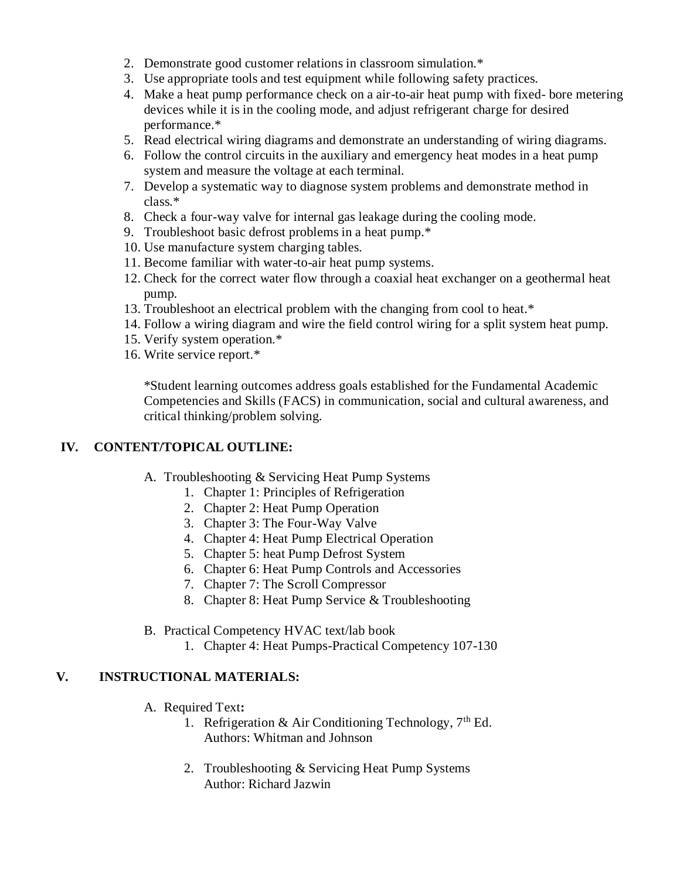2. Demonstrate good customer relations in classroom simulation.*
3. Use appropriate tools and test equipment while following safety practices.
4. Make a heat pump performance check on a air-to-air heat pump with fixed- bore metering devices while it is in the cooling mode, and adjust refrigerant charge for desired performance.*
5. Read electrical wiring diagrams and demonstrate an understanding of wiring diagrams.
6. Follow the control circuits in the auxiliary and emergency heat modes in a heat pump system and measure the voltage at each terminal.
7. Develop a systematic way to diagnose system problems and demonstrate method in class.*
8. Check a four-way valve for internal gas leakage during the cooling mode.
9. Troubleshoot basic defrost problems in a heat pump.*
10. Use manufacture system charging tables.
11. Become familiar with water-to-air heat pump systems.
12. Check for the correct water flow through a coaxial heat exchanger on a geothermal heat pump.
13. Troubleshoot an electrical problem with the changing from cool to heat.*
14. Follow a wiring diagram and wire the field control wiring for a split system heat pump.
15. Verify system operation.*
16. Write service report.*

*Student learning outcomes address goals established for the Fundamental Academic Competencies and Skills (FACS) in communication, social and cultural awareness, and critical thinking/problem solving.

## IV. CONTENT/TOPICAL OUTLINE:

A. Troubleshooting & Servicing Heat Pump Systems
   1. Chapter 1: Principles of Refrigeration
   2. Chapter 2: Heat Pump Operation
   3. Chapter 3: The Four-Way Valve
   4. Chapter 4: Heat Pump Electrical Operation
   5. Chapter 5: heat Pump Defrost System
   6. Chapter 6: Heat Pump Controls and Accessories
   7. Chapter 7: The Scroll Compressor
   8. Chapter 8: Heat Pump Service & Troubleshooting

B. Practical Competency HVAC text/lab book
   1. Chapter 4: Heat Pumps-Practical Competency 107-130

## V. INSTRUCTIONAL MATERIALS:

A. Required Text**:**
   1. Refrigeration & Air Conditioning Technology, 7th Ed.
      Authors: Whitman and Johnson

   2. Troubleshooting & Servicing Heat Pump Systems
      Author: Richard Jazwin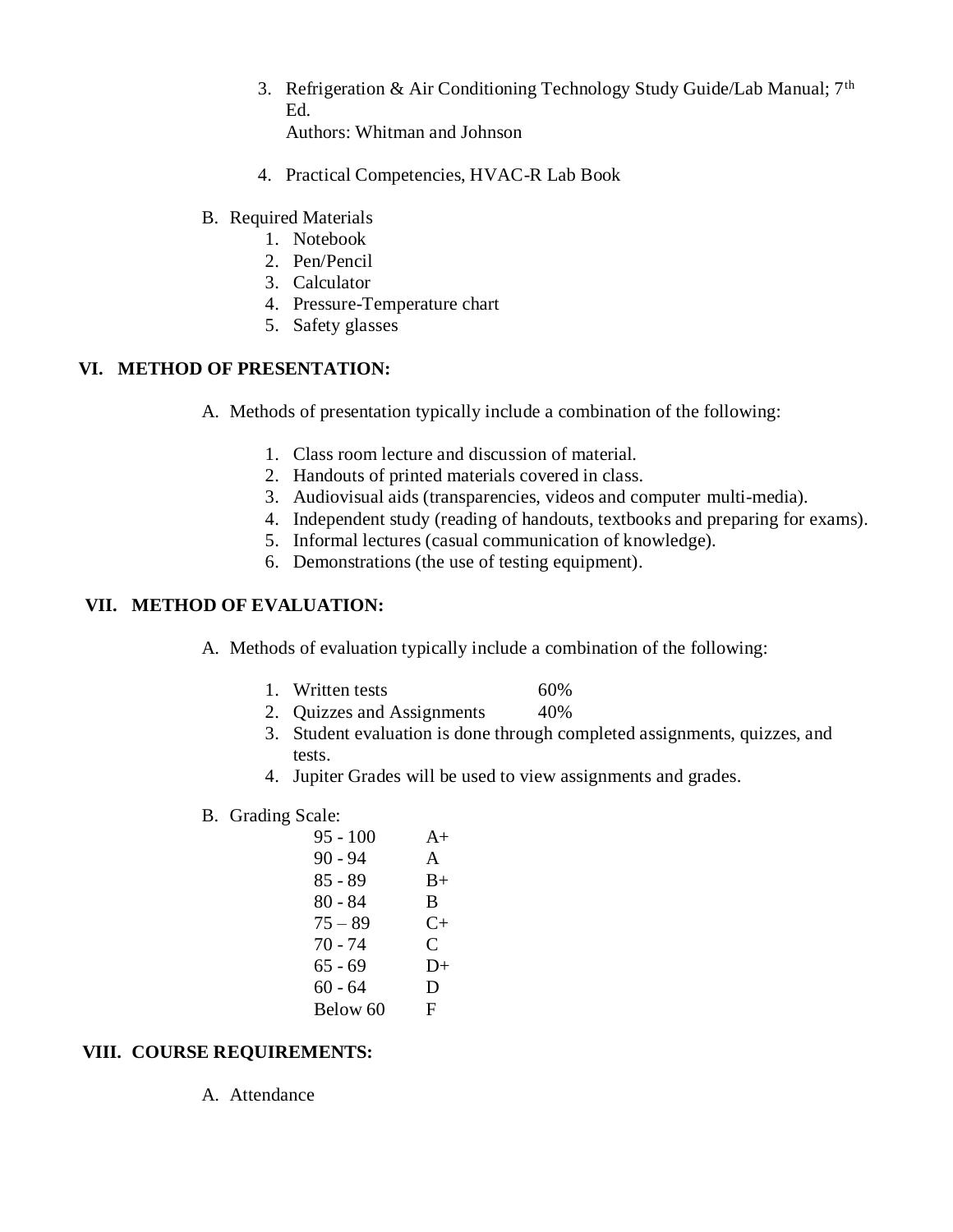3. Refrigeration & Air Conditioning Technology Study Guide/Lab Manual; 7th Ed.
   Authors: Whitman and Johnson

4. Practical Competencies, HVAC-R Lab Book

B. Required Materials
   1. Notebook
   2. Pen/Pencil
   3. Calculator
   4. Pressure-Temperature chart
   5. Safety glasses

## VI. METHOD OF PRESENTATION:

A. Methods of presentation typically include a combination of the following:

   1. Class room lecture and discussion of material.
   2. Handouts of printed materials covered in class.
   3. Audiovisual aids (transparencies, videos and computer multi-media).
   4. Independent study (reading of handouts, textbooks and preparing for exams).
   5. Informal lectures (casual communication of knowledge).
   6. Demonstrations (the use of testing equipment).

## VII. METHOD OF EVALUATION:

A. Methods of evaluation typically include a combination of the following:

   1. Written tests 60%
   2. Quizzes and Assignments 40%
   3. Student evaluation is done through completed assignments, quizzes, and tests.
   4. Jupiter Grades will be used to view assignments and grades.

B. Grading Scale:

| | |
|---|---|
| 95 - 100 | A+ |
| 90 - 94 | A |
| 85 - 89 | B+ |
| 80 - 84 | B |
| 75 – 89 | C+ |
| 70 - 74 | C |
| 65 - 69 | D+ |
| 60 - 64 | D |
| Below 60 | F |

## VIII. COURSE REQUIREMENTS:

A. Attendance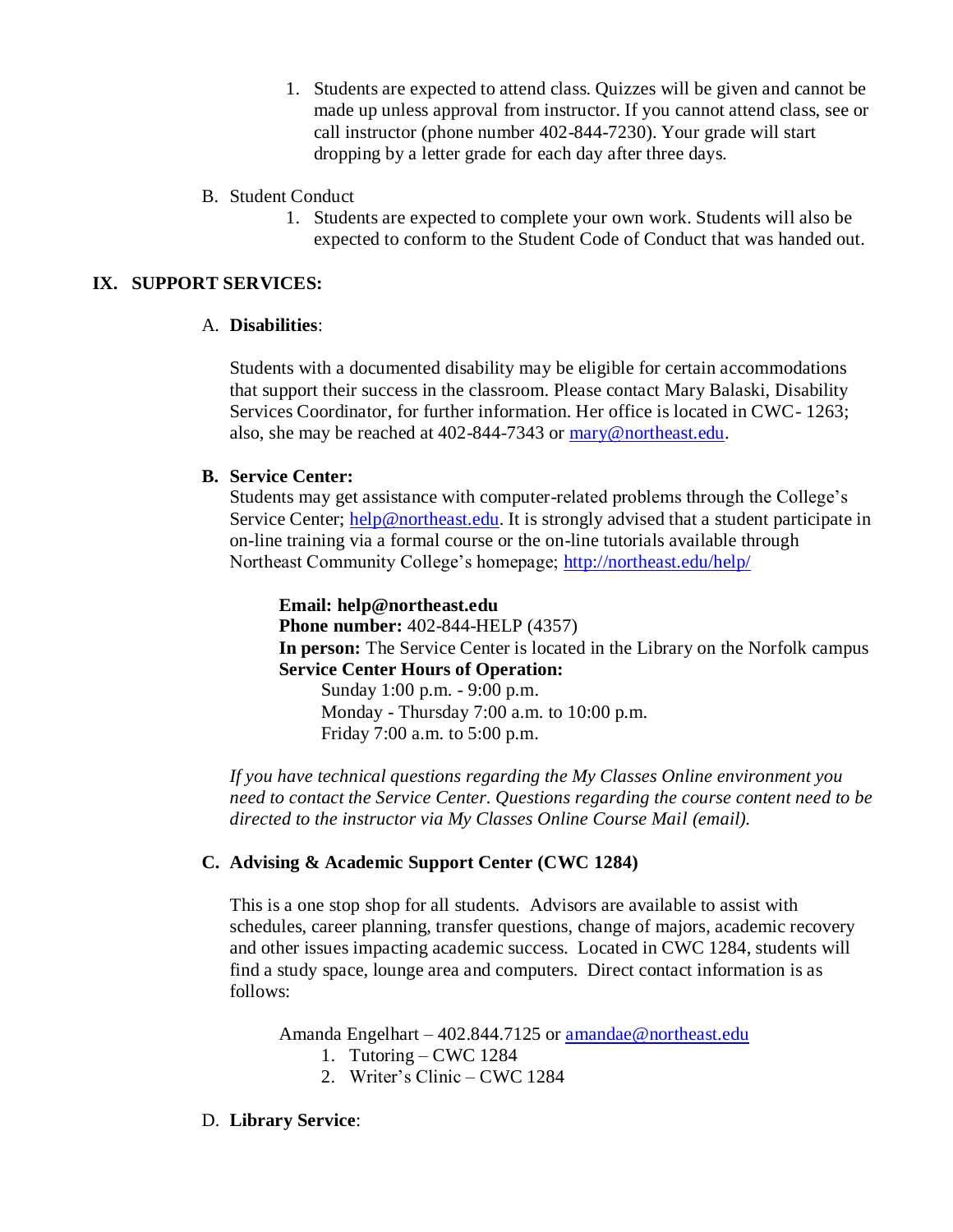1. Students are expected to attend class. Quizzes will be given and cannot be made up unless approval from instructor. If you cannot attend class, see or call instructor (phone number 402-844-7230). Your grade will start dropping by a letter grade for each day after three days.

B. Student Conduct

1. Students are expected to complete your own work. Students will also be expected to conform to the Student Code of Conduct that was handed out.

## IX. SUPPORT SERVICES:

A. **Disabilities**:

Students with a documented disability may be eligible for certain accommodations that support their success in the classroom. Please contact Mary Balaski, Disability Services Coordinator, for further information. Her office is located in CWC- 1263; also, she may be reached at 402-844-7343 or mary@northeast.edu.

**B. Service Center:**

Students may get assistance with computer-related problems through the College's Service Center; help@northeast.edu. It is strongly advised that a student participate in on-line training via a formal course or the on-line tutorials available through Northeast Community College's homepage; http://northeast.edu/help/

**Email: help@northeast.edu**
**Phone number:** 402-844-HELP (4357)
**In person:** The Service Center is located in the Library on the Norfolk campus
**Service Center Hours of Operation:**
Sunday 1:00 p.m. - 9:00 p.m.
Monday - Thursday 7:00 a.m. to 10:00 p.m.
Friday 7:00 a.m. to 5:00 p.m.

*If you have technical questions regarding the My Classes Online environment you need to contact the Service Center. Questions regarding the course content need to be directed to the instructor via My Classes Online Course Mail (email).*

**C. Advising & Academic Support Center (CWC 1284)**

This is a one stop shop for all students. Advisors are available to assist with schedules, career planning, transfer questions, change of majors, academic recovery and other issues impacting academic success. Located in CWC 1284, students will find a study space, lounge area and computers. Direct contact information is as follows:

Amanda Engelhart – 402.844.7125 or amandae@northeast.edu

1. Tutoring – CWC 1284
2. Writer's Clinic – CWC 1284

D. **Library Service**: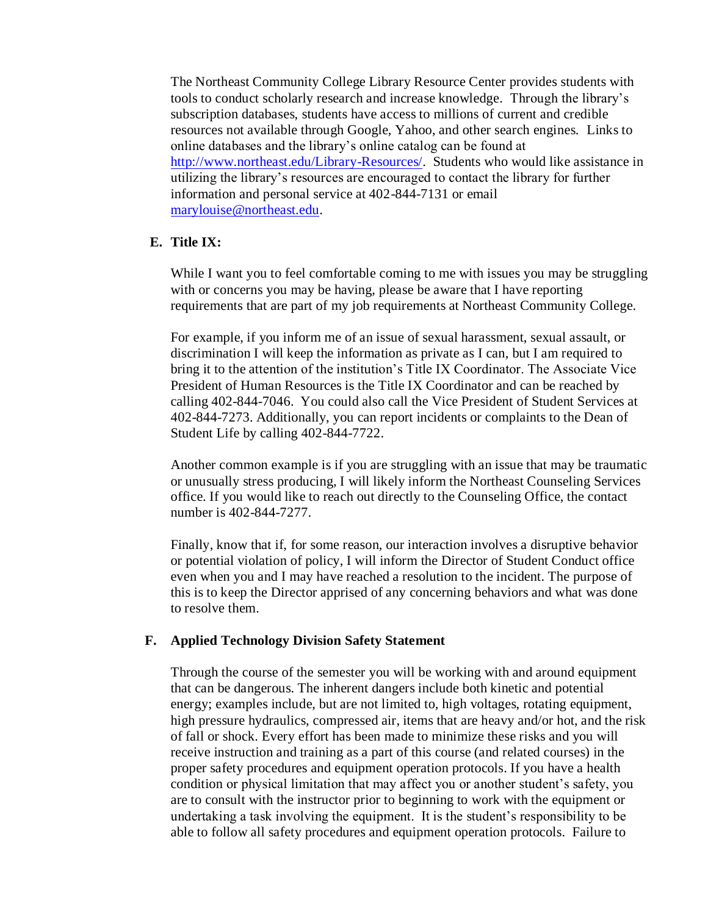The Northeast Community College Library Resource Center provides students with tools to conduct scholarly research and increase knowledge. Through the library's subscription databases, students have access to millions of current and credible resources not available through Google, Yahoo, and other search engines. Links to online databases and the library's online catalog can be found at [http://www.northeast.edu/Library-Resources/](http://www.northeast.edu/Library-Resources/). Students who would like assistance in utilizing the library's resources are encouraged to contact the library for further information and personal service at 402-844-7131 or email [marylouise@northeast.edu](mailto:marylouise@northeast.edu).

**E. Title IX:**

While I want you to feel comfortable coming to me with issues you may be struggling with or concerns you may be having, please be aware that I have reporting requirements that are part of my job requirements at Northeast Community College.

For example, if you inform me of an issue of sexual harassment, sexual assault, or discrimination I will keep the information as private as I can, but I am required to bring it to the attention of the institution's Title IX Coordinator. The Associate Vice President of Human Resources is the Title IX Coordinator and can be reached by calling 402-844-7046. You could also call the Vice President of Student Services at 402-844-7273. Additionally, you can report incidents or complaints to the Dean of Student Life by calling 402-844-7722.

Another common example is if you are struggling with an issue that may be traumatic or unusually stress producing, I will likely inform the Northeast Counseling Services office. If you would like to reach out directly to the Counseling Office, the contact number is 402-844-7277.

Finally, know that if, for some reason, our interaction involves a disruptive behavior or potential violation of policy, I will inform the Director of Student Conduct office even when you and I may have reached a resolution to the incident. The purpose of this is to keep the Director apprised of any concerning behaviors and what was done to resolve them.

**F. Applied Technology Division Safety Statement**

Through the course of the semester you will be working with and around equipment that can be dangerous. The inherent dangers include both kinetic and potential energy; examples include, but are not limited to, high voltages, rotating equipment, high pressure hydraulics, compressed air, items that are heavy and/or hot, and the risk of fall or shock. Every effort has been made to minimize these risks and you will receive instruction and training as a part of this course (and related courses) in the proper safety procedures and equipment operation protocols. If you have a health condition or physical limitation that may affect you or another student's safety, you are to consult with the instructor prior to beginning to work with the equipment or undertaking a task involving the equipment. It is the student's responsibility to be able to follow all safety procedures and equipment operation protocols. Failure to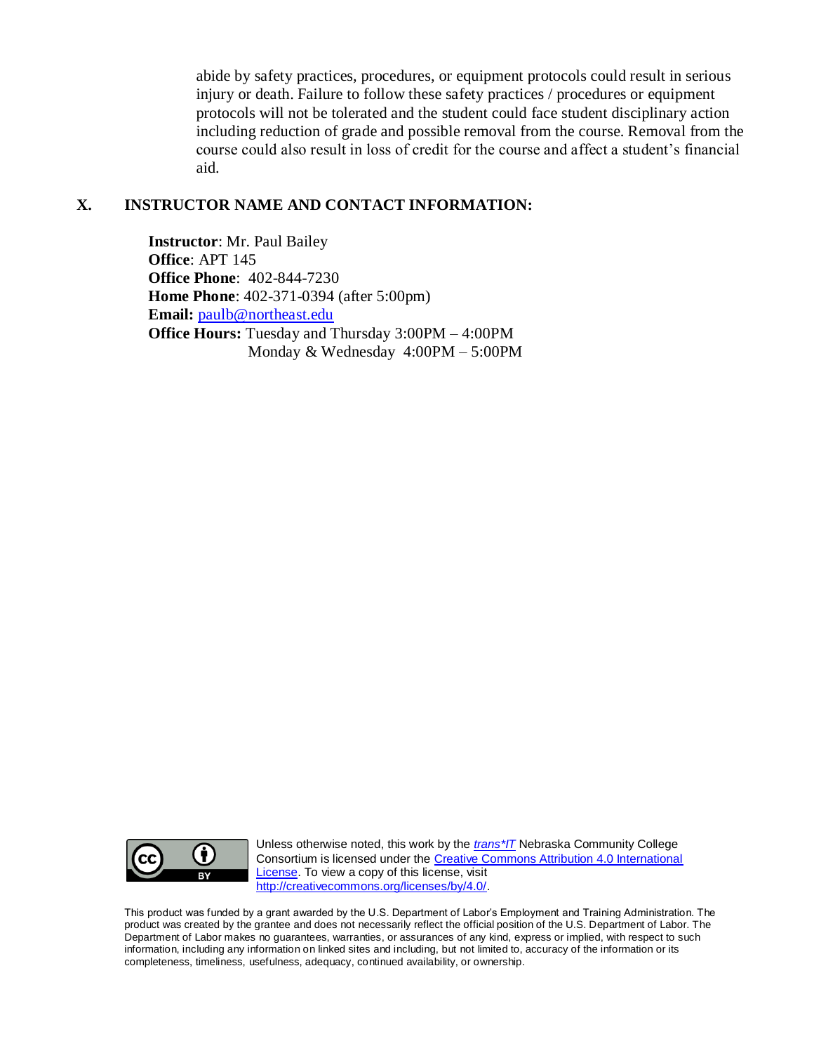abide by safety practices, procedures, or equipment protocols could result in serious injury or death. Failure to follow these safety practices / procedures or equipment protocols will not be tolerated and the student could face student disciplinary action including reduction of grade and possible removal from the course. Removal from the course could also result in loss of credit for the course and affect a student's financial aid.

## X. INSTRUCTOR NAME AND CONTACT INFORMATION:

**Instructor**: Mr. Paul Bailey
**Office**: APT 145
**Office Phone**: 402-844-7230
**Home Phone**: 402-371-0394 (after 5:00pm)
**Email:** [paulb@northeast.edu](mailto:paulb@northeast.edu)
**Office Hours:** Tuesday and Thursday 3:00PM – 4:00PM
Monday & Wednesday 4:00PM – 5:00PM

Unless otherwise noted, this work by the *trans\*IT* Nebraska Community College Consortium is licensed under the Creative Commons Attribution 4.0 International License. To view a copy of this license, visit http://creativecommons.org/licenses/by/4.0/.

This product was funded by a grant awarded by the U.S. Department of Labor's Employment and Training Administration. The product was created by the grantee and does not necessarily reflect the official position of the U.S. Department of Labor. The Department of Labor makes no guarantees, warranties, or assurances of any kind, express or implied, with respect to such information, including any information on linked sites and including, but not limited to, accuracy of the information or its completeness, timeliness, usefulness, adequacy, continued availability, or ownership.